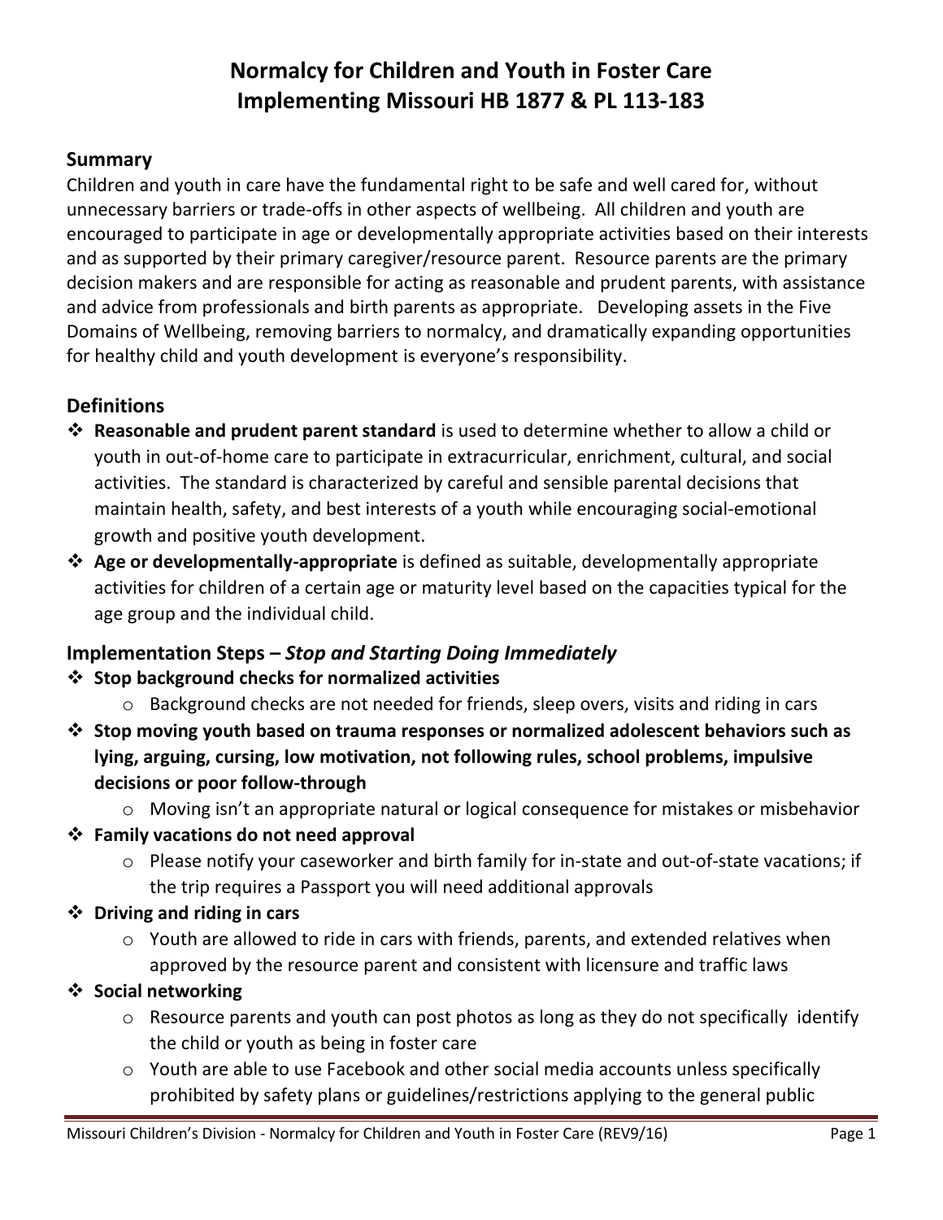# Normalcy for Children and Youth in Foster Care
# Implementing Missouri HB 1877 & PL 113-183

## Summary

Children and youth in care have the fundamental right to be safe and well cared for, without unnecessary barriers or trade-offs in other aspects of wellbeing. All children and youth are encouraged to participate in age or developmentally appropriate activities based on their interests and as supported by their primary caregiver/resource parent. Resource parents are the primary decision makers and are responsible for acting as reasonable and prudent parents, with assistance and advice from professionals and birth parents as appropriate. Developing assets in the Five Domains of Wellbeing, removing barriers to normalcy, and dramatically expanding opportunities for healthy child and youth development is everyone's responsibility.

## Definitions

- **Reasonable and prudent parent standard** is used to determine whether to allow a child or youth in out-of-home care to participate in extracurricular, enrichment, cultural, and social activities. The standard is characterized by careful and sensible parental decisions that maintain health, safety, and best interests of a youth while encouraging social-emotional growth and positive youth development.
- **Age or developmentally-appropriate** is defined as suitable, developmentally appropriate activities for children of a certain age or maturity level based on the capacities typical for the age group and the individual child.

## Implementation Steps – *Stop and Starting Doing Immediately*

- **Stop background checks for normalized activities**
  - Background checks are not needed for friends, sleep overs, visits and riding in cars
- **Stop moving youth based on trauma responses or normalized adolescent behaviors such as lying, arguing, cursing, low motivation, not following rules, school problems, impulsive decisions or poor follow-through**
  - Moving isn't an appropriate natural or logical consequence for mistakes or misbehavior
- **Family vacations do not need approval**
  - Please notify your caseworker and birth family for in-state and out-of-state vacations; if the trip requires a Passport you will need additional approvals
- **Driving and riding in cars**
  - Youth are allowed to ride in cars with friends, parents, and extended relatives when approved by the resource parent and consistent with licensure and traffic laws
- **Social networking**
  - Resource parents and youth can post photos as long as they do not specifically identify the child or youth as being in foster care
  - Youth are able to use Facebook and other social media accounts unless specifically prohibited by safety plans or guidelines/restrictions applying to the general public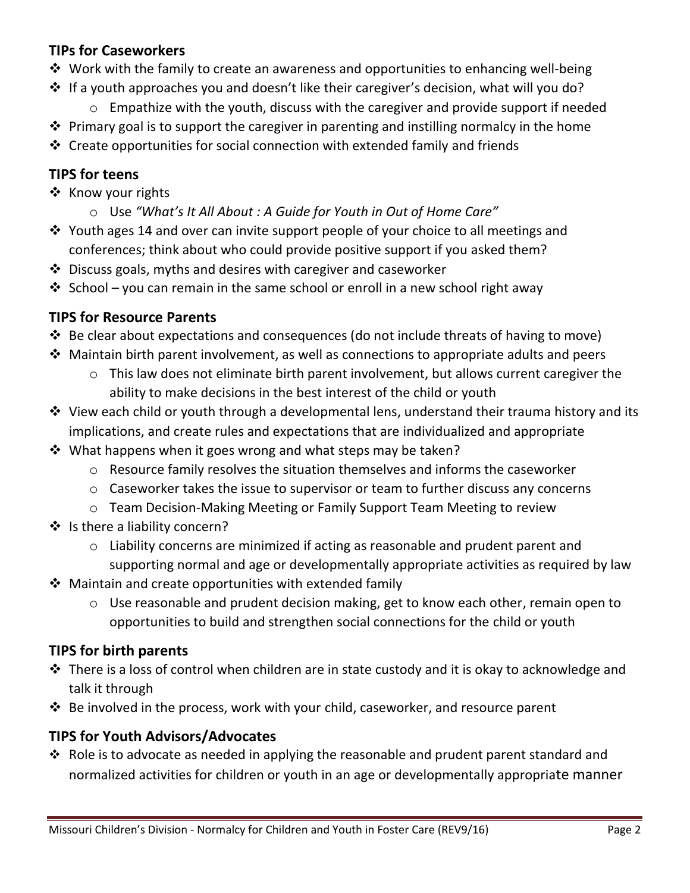## TIPs for Caseworkers

- Work with the family to create an awareness and opportunities to enhancing well-being
- If a youth approaches you and doesn't like their caregiver's decision, what will you do?
    - Empathize with the youth, discuss with the caregiver and provide support if needed
- Primary goal is to support the caregiver in parenting and instilling normalcy in the home
- Create opportunities for social connection with extended family and friends

## TIPS for teens

- Know your rights
    - Use *"What's It All About : A Guide for Youth in Out of Home Care"*
- Youth ages 14 and over can invite support people of your choice to all meetings and conferences; think about who could provide positive support if you asked them?
- Discuss goals, myths and desires with caregiver and caseworker
- School – you can remain in the same school or enroll in a new school right away

## TIPS for Resource Parents

- Be clear about expectations and consequences (do not include threats of having to move)
- Maintain birth parent involvement, as well as connections to appropriate adults and peers
    - This law does not eliminate birth parent involvement, but allows current caregiver the ability to make decisions in the best interest of the child or youth
- View each child or youth through a developmental lens, understand their trauma history and its implications, and create rules and expectations that are individualized and appropriate
- What happens when it goes wrong and what steps may be taken?
    - Resource family resolves the situation themselves and informs the caseworker
    - Caseworker takes the issue to supervisor or team to further discuss any concerns
    - Team Decision-Making Meeting or Family Support Team Meeting to review
- Is there a liability concern?
    - Liability concerns are minimized if acting as reasonable and prudent parent and supporting normal and age or developmentally appropriate activities as required by law
- Maintain and create opportunities with extended family
    - Use reasonable and prudent decision making, get to know each other, remain open to opportunities to build and strengthen social connections for the child or youth

## TIPS for birth parents

- There is a loss of control when children are in state custody and it is okay to acknowledge and talk it through
- Be involved in the process, work with your child, caseworker, and resource parent

## TIPS for Youth Advisors/Advocates

- Role is to advocate as needed in applying the reasonable and prudent parent standard and normalized activities for children or youth in an age or developmentally appropriate manner